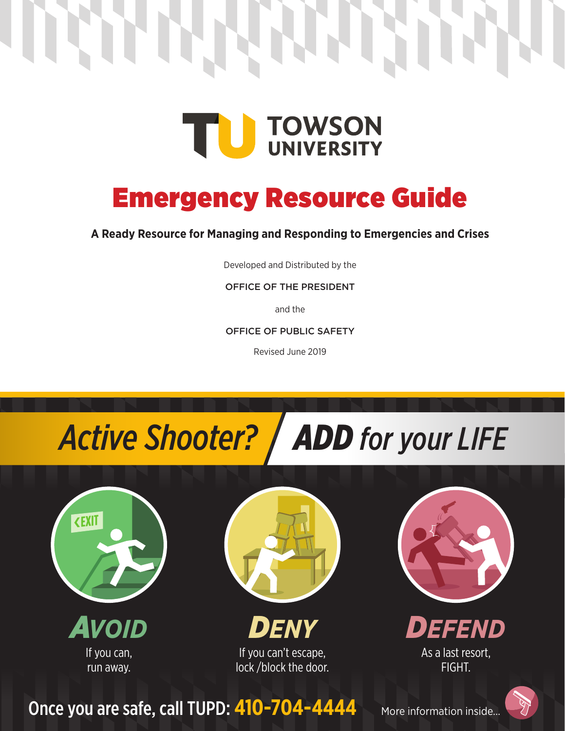TOWSON UNIVERSITY

# Emergency Resource Guide

**A Ready Resource for Managing and Responding to Emergencies and Crises**

Developed and Distributed by the

OFFICE OF THE PRESIDENT

and the

OFFICE OF PUBLIC SAFETY

Revised June 2019

## *Active Shooter? ADD for your LIFE*

**AVOID**
If you can, run away.

**DENY**
If you can't escape, lock /block the door.

**DEFEND**
As a last resort, FIGHT.

**Once you are safe, call TUPD: 410-704-4444**

More information inside...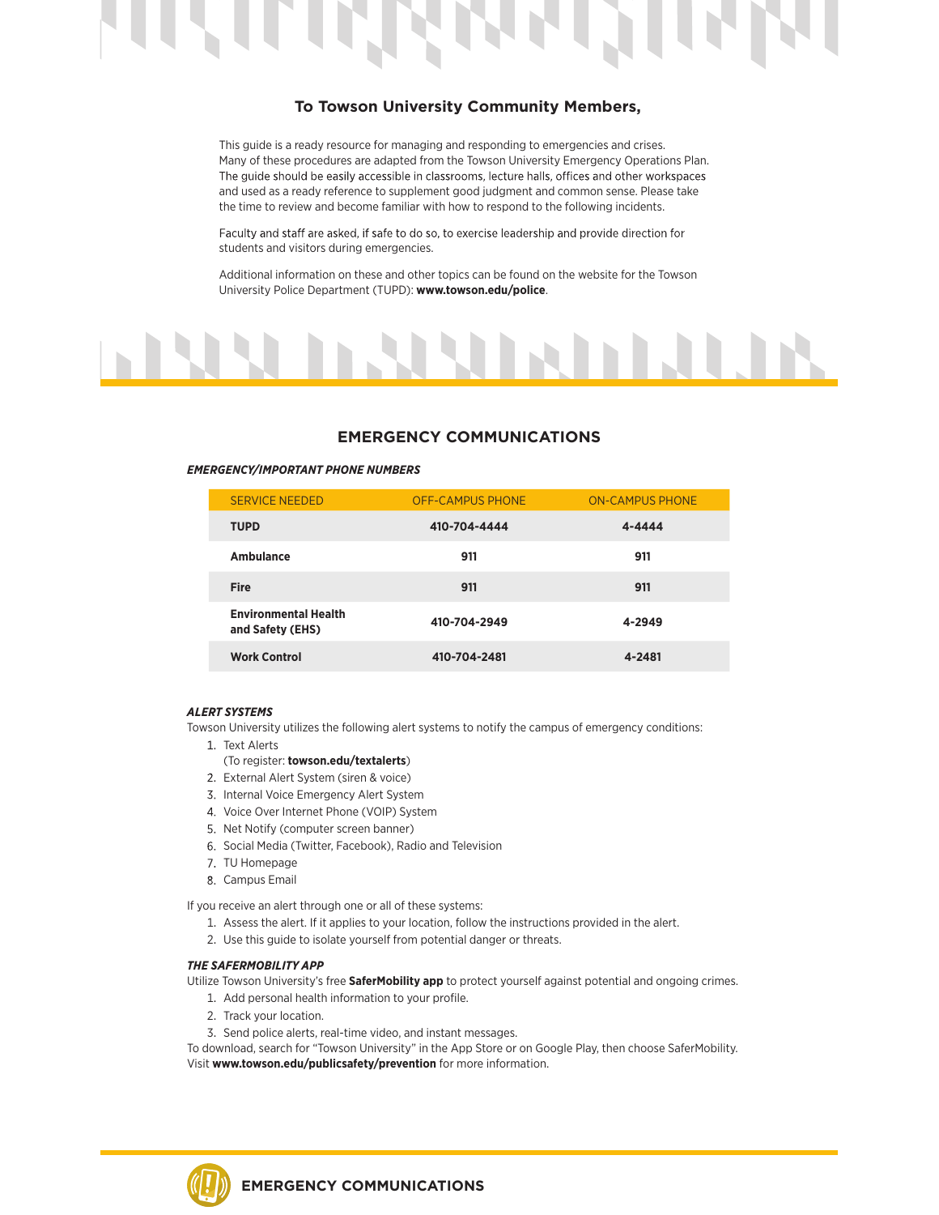## To Towson University Community Members,

This guide is a ready resource for managing and responding to emergencies and crises. Many of these procedures are adapted from the Towson University Emergency Operations Plan. The guide should be easily accessible in classrooms, lecture halls, offices and other workspaces and used as a ready reference to supplement good judgment and common sense. Please take the time to review and become familiar with how to respond to the following incidents.

Faculty and staff are asked, if safe to do so, to exercise leadership and provide direction for students and visitors during emergencies.

Additional information on these and other topics can be found on the website for the Towson University Police Department (TUPD): **www.towson.edu/police**.

## EMERGENCY COMMUNICATIONS

***EMERGENCY/IMPORTANT PHONE NUMBERS***

| SERVICE NEEDED | OFF-CAMPUS PHONE | ON-CAMPUS PHONE |
|---|---|---|
| **TUPD** | **410-704-4444** | **4-4444** |
| **Ambulance** | **911** | **911** |
| **Fire** | **911** | **911** |
| **Environmental Health and Safety (EHS)** | **410-704-2949** | **4-2949** |
| **Work Control** | **410-704-2481** | **4-2481** |

***ALERT SYSTEMS***

Towson University utilizes the following alert systems to notify the campus of emergency conditions:

1. Text Alerts
   (To register: **towson.edu/textalerts**)
2. External Alert System (siren & voice)
3. Internal Voice Emergency Alert System
4. Voice Over Internet Phone (VOIP) System
5. Net Notify (computer screen banner)
6. Social Media (Twitter, Facebook), Radio and Television
7. TU Homepage
8. Campus Email

If you receive an alert through one or all of these systems:

1. Assess the alert. If it applies to your location, follow the instructions provided in the alert.
2. Use this guide to isolate yourself from potential danger or threats.

***THE SAFERMOBILITY APP***

Utilize Towson University's free **SaferMobility app** to protect yourself against potential and ongoing crimes.

1. Add personal health information to your profile.
2. Track your location.
3. Send police alerts, real-time video, and instant messages.

To download, search for "Towson University" in the App Store or on Google Play, then choose SaferMobility. Visit **www.towson.edu/publicsafety/prevention** for more information.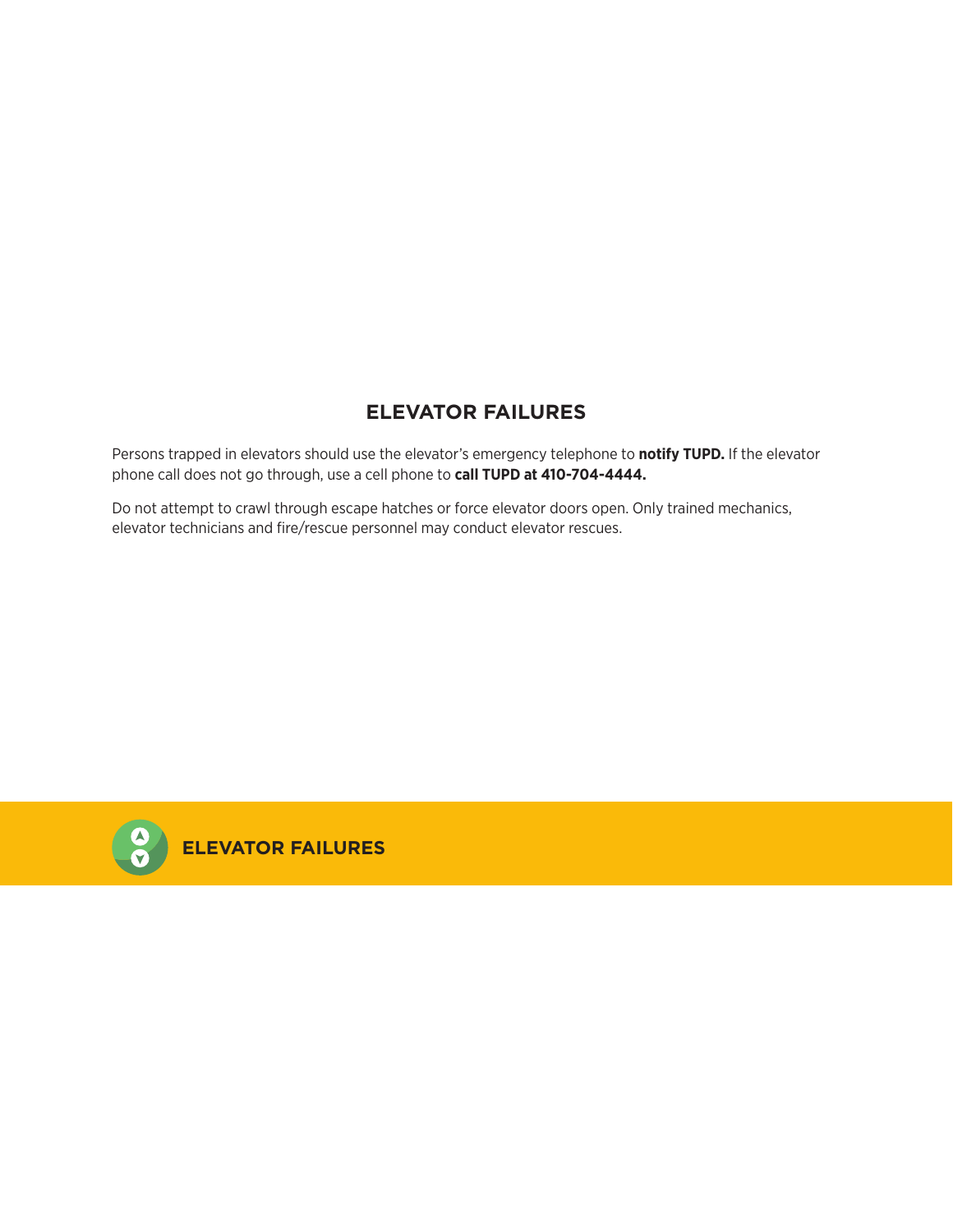## ELEVATOR FAILURES

Persons trapped in elevators should use the elevator's emergency telephone to **notify TUPD.** If the elevator phone call does not go through, use a cell phone to **call TUPD at 410-704-4444.**

Do not attempt to crawl through escape hatches or force elevator doors open. Only trained mechanics, elevator technicians and fire/rescue personnel may conduct elevator rescues.

**ELEVATOR FAILURES**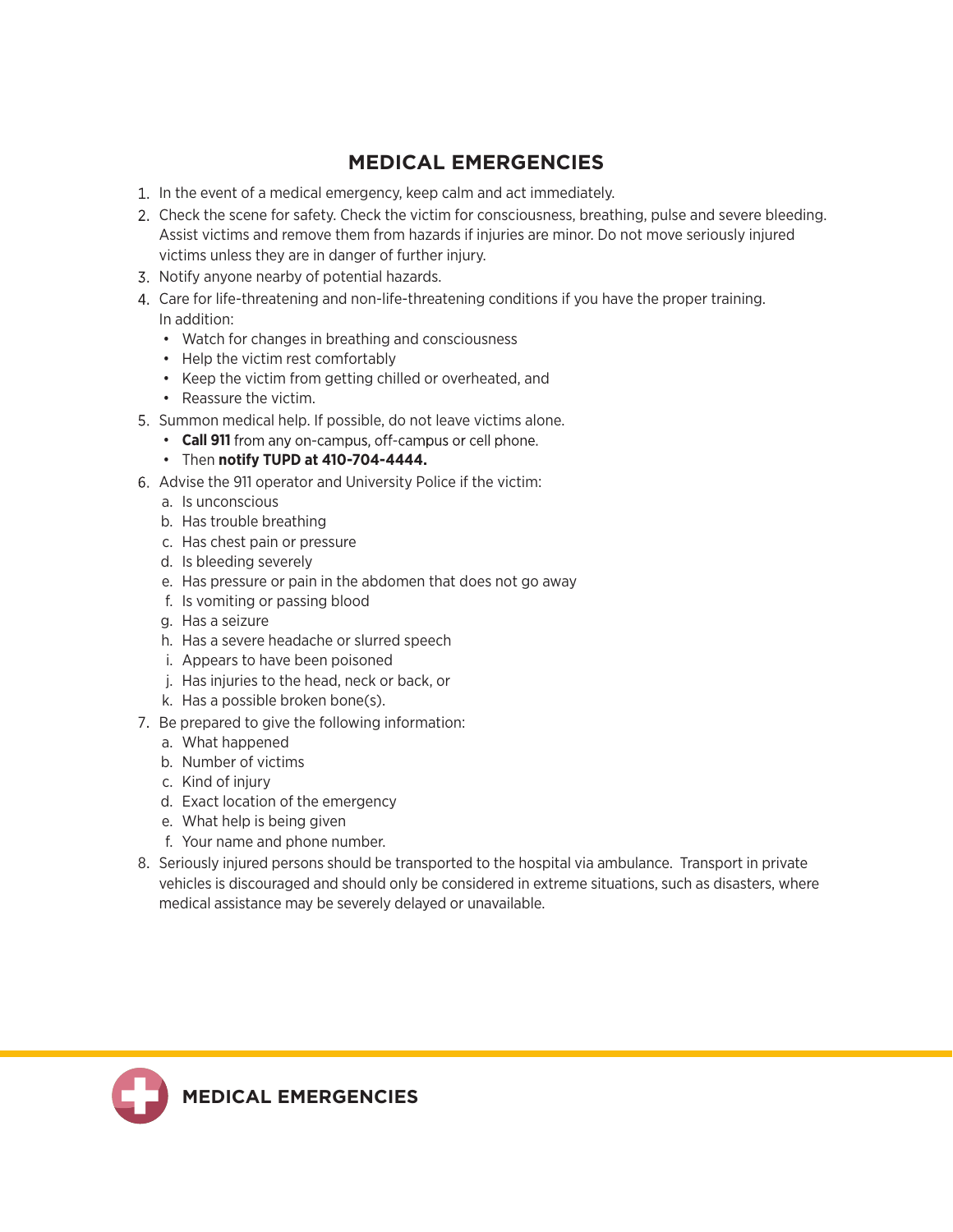# MEDICAL EMERGENCIES

1. In the event of a medical emergency, keep calm and act immediately.
2. Check the scene for safety. Check the victim for consciousness, breathing, pulse and severe bleeding. Assist victims and remove them from hazards if injuries are minor. Do not move seriously injured victims unless they are in danger of further injury.
3. Notify anyone nearby of potential hazards.
4. Care for life-threatening and non-life-threatening conditions if you have the proper training. In addition:
   - Watch for changes in breathing and consciousness
   - Help the victim rest comfortably
   - Keep the victim from getting chilled or overheated, and
   - Reassure the victim.
5. Summon medical help. If possible, do not leave victims alone.
   - **Call 911** from any on-campus, off-campus or cell phone.
   - Then **notify TUPD at 410-704-4444.**
6. Advise the 911 operator and University Police if the victim:
   a. Is unconscious
   b. Has trouble breathing
   c. Has chest pain or pressure
   d. Is bleeding severely
   e. Has pressure or pain in the abdomen that does not go away
   f. Is vomiting or passing blood
   g. Has a seizure
   h. Has a severe headache or slurred speech
   i. Appears to have been poisoned
   j. Has injuries to the head, neck or back, or
   k. Has a possible broken bone(s).
7. Be prepared to give the following information:
   a. What happened
   b. Number of victims
   c. Kind of injury
   d. Exact location of the emergency
   e. What help is being given
   f. Your name and phone number.
8. Seriously injured persons should be transported to the hospital via ambulance. Transport in private vehicles is discouraged and should only be considered in extreme situations, such as disasters, where medical assistance may be severely delayed or unavailable.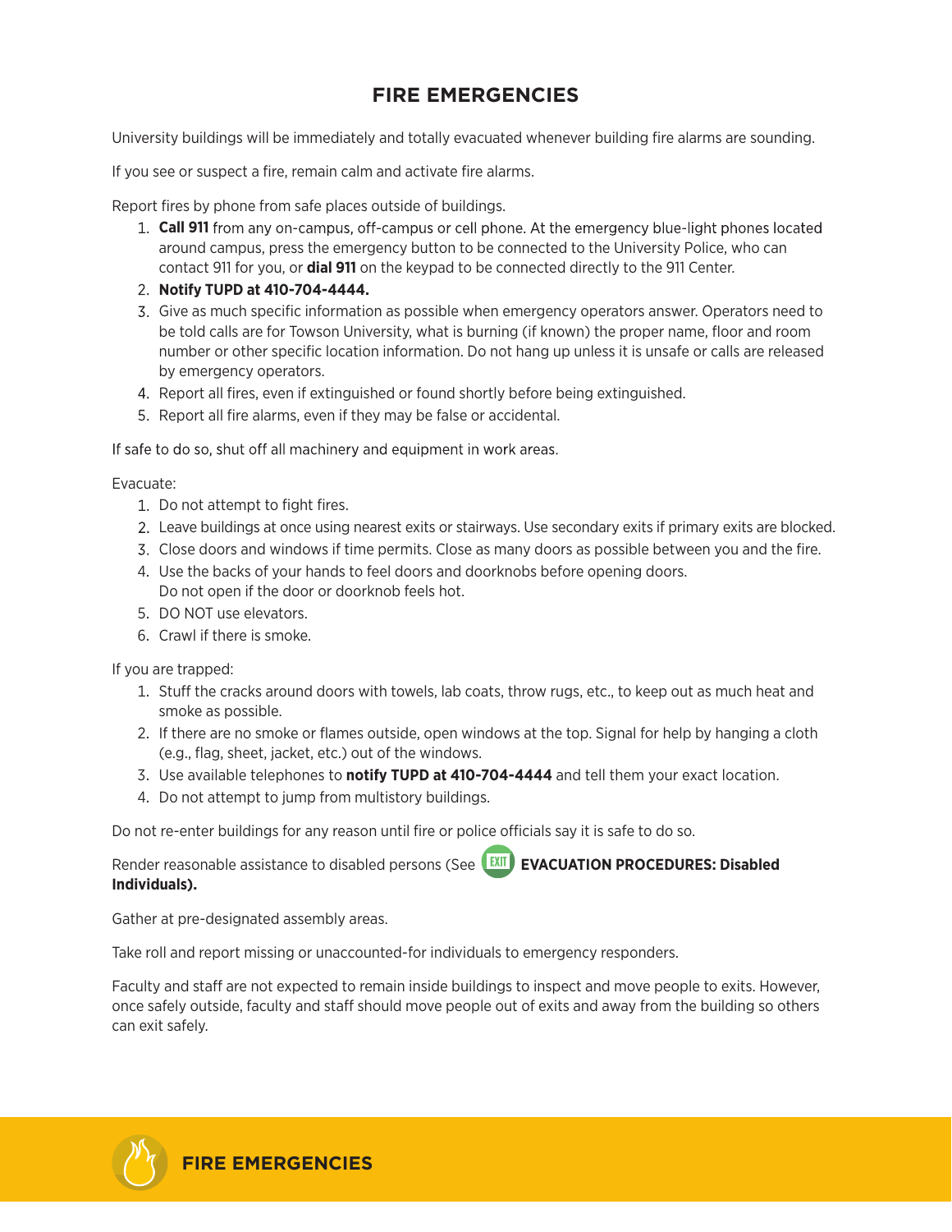# FIRE EMERGENCIES

University buildings will be immediately and totally evacuated whenever building fire alarms are sounding.

If you see or suspect a fire, remain calm and activate fire alarms.

Report fires by phone from safe places outside of buildings.

1. **Call 911** from any on-campus, off-campus or cell phone. At the emergency blue-light phones located around campus, press the emergency button to be connected to the University Police, who can contact 911 for you, or **dial 911** on the keypad to be connected directly to the 911 Center.
2. **Notify TUPD at 410-704-4444.**
3. Give as much specific information as possible when emergency operators answer. Operators need to be told calls are for Towson University, what is burning (if known) the proper name, floor and room number or other specific location information. Do not hang up unless it is unsafe or calls are released by emergency operators.
4. Report all fires, even if extinguished or found shortly before being extinguished.
5. Report all fire alarms, even if they may be false or accidental.

If safe to do so, shut off all machinery and equipment in work areas.

Evacuate:

1. Do not attempt to fight fires.
2. Leave buildings at once using nearest exits or stairways. Use secondary exits if primary exits are blocked.
3. Close doors and windows if time permits. Close as many doors as possible between you and the fire.
4. Use the backs of your hands to feel doors and doorknobs before opening doors. Do not open if the door or doorknob feels hot.
5. DO NOT use elevators.
6. Crawl if there is smoke.

If you are trapped:

1. Stuff the cracks around doors with towels, lab coats, throw rugs, etc., to keep out as much heat and smoke as possible.
2. If there are no smoke or flames outside, open windows at the top. Signal for help by hanging a cloth (e.g., flag, sheet, jacket, etc.) out of the windows.
3. Use available telephones to **notify TUPD at 410-704-4444** and tell them your exact location.
4. Do not attempt to jump from multistory buildings.

Do not re-enter buildings for any reason until fire or police officials say it is safe to do so.

Render reasonable assistance to disabled persons (See **EVACUATION PROCEDURES: Disabled Individuals).**

Gather at pre-designated assembly areas.

Take roll and report missing or unaccounted-for individuals to emergency responders.

Faculty and staff are not expected to remain inside buildings to inspect and move people to exits. However, once safely outside, faculty and staff should move people out of exits and away from the building so others can exit safely.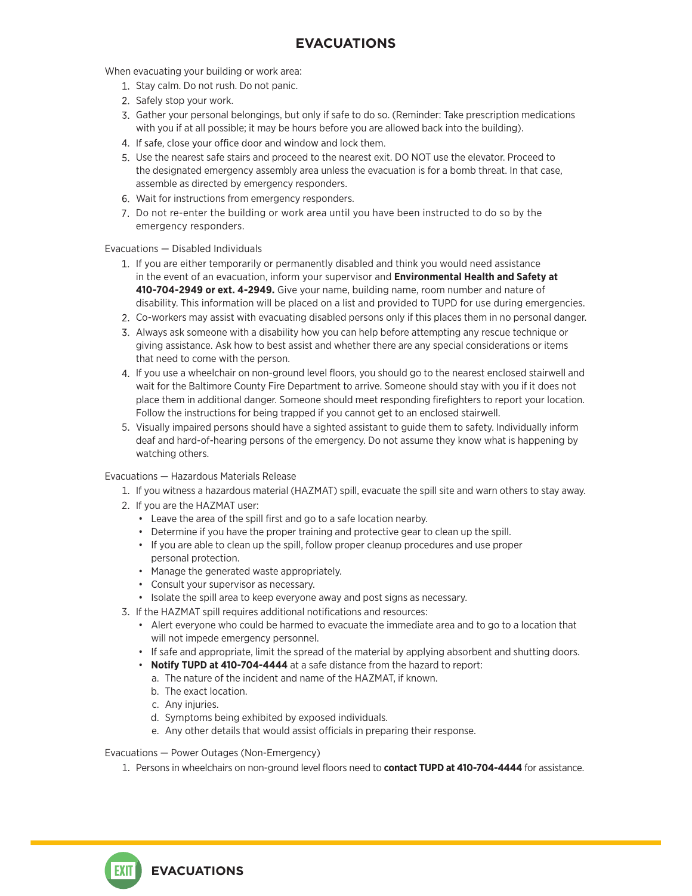# EVACUATIONS

When evacuating your building or work area:

1. Stay calm. Do not rush. Do not panic.
2. Safely stop your work.
3. Gather your personal belongings, but only if safe to do so. (Reminder: Take prescription medications with you if at all possible; it may be hours before you are allowed back into the building).
4. If safe, close your office door and window and lock them.
5. Use the nearest safe stairs and proceed to the nearest exit. DO NOT use the elevator. Proceed to the designated emergency assembly area unless the evacuation is for a bomb threat. In that case, assemble as directed by emergency responders.
6. Wait for instructions from emergency responders.
7. Do not re-enter the building or work area until you have been instructed to do so by the emergency responders.

Evacuations — Disabled Individuals

1. If you are either temporarily or permanently disabled and think you would need assistance in the event of an evacuation, inform your supervisor and **Environmental Health and Safety at 410-704-2949 or ext. 4-2949.** Give your name, building name, room number and nature of disability. This information will be placed on a list and provided to TUPD for use during emergencies.
2. Co-workers may assist with evacuating disabled persons only if this places them in no personal danger.
3. Always ask someone with a disability how you can help before attempting any rescue technique or giving assistance. Ask how to best assist and whether there are any special considerations or items that need to come with the person.
4. If you use a wheelchair on non-ground level floors, you should go to the nearest enclosed stairwell and wait for the Baltimore County Fire Department to arrive. Someone should stay with you if it does not place them in additional danger. Someone should meet responding firefighters to report your location. Follow the instructions for being trapped if you cannot get to an enclosed stairwell.
5. Visually impaired persons should have a sighted assistant to guide them to safety. Individually inform deaf and hard-of-hearing persons of the emergency. Do not assume they know what is happening by watching others.

Evacuations — Hazardous Materials Release

1. If you witness a hazardous material (HAZMAT) spill, evacuate the spill site and warn others to stay away.
2. If you are the HAZMAT user:
   - Leave the area of the spill first and go to a safe location nearby.
   - Determine if you have the proper training and protective gear to clean up the spill.
   - If you are able to clean up the spill, follow proper cleanup procedures and use proper personal protection.
   - Manage the generated waste appropriately.
   - Consult your supervisor as necessary.
   - Isolate the spill area to keep everyone away and post signs as necessary.
3. If the HAZMAT spill requires additional notifications and resources:
   - Alert everyone who could be harmed to evacuate the immediate area and to go to a location that will not impede emergency personnel.
   - If safe and appropriate, limit the spread of the material by applying absorbent and shutting doors.
   - **Notify TUPD at 410-704-4444** at a safe distance from the hazard to report:
     a. The nature of the incident and name of the HAZMAT, if known.
     b. The exact location.
     c. Any injuries.
     d. Symptoms being exhibited by exposed individuals.
     e. Any other details that would assist officials in preparing their response.

Evacuations — Power Outages (Non-Emergency)

1. Persons in wheelchairs on non-ground level floors need to **contact TUPD at 410-704-4444** for assistance.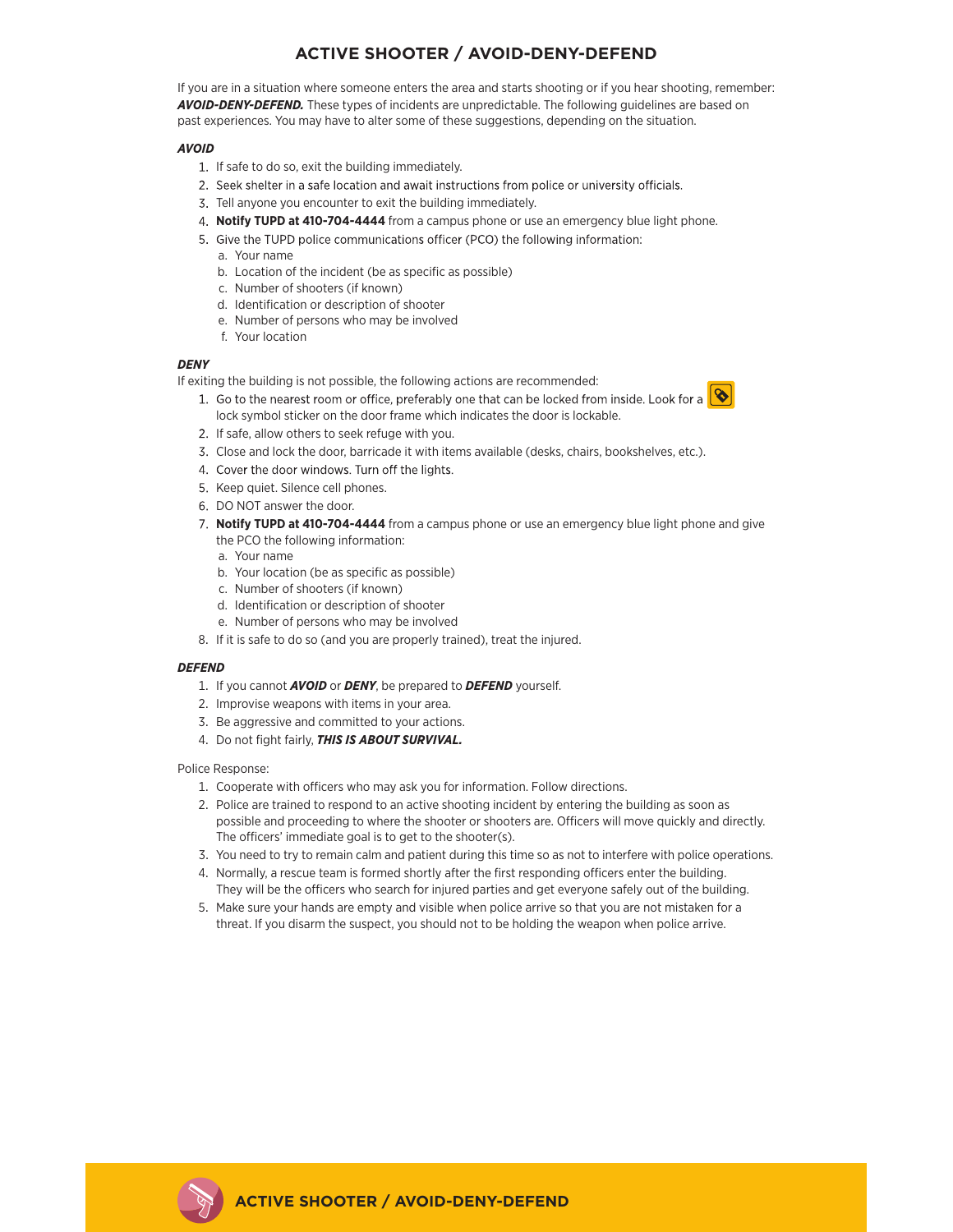# ACTIVE SHOOTER / AVOID-DENY-DEFEND

If you are in a situation where someone enters the area and starts shooting or if you hear shooting, remember: ***AVOID-DENY-DEFEND.*** These types of incidents are unpredictable. The following guidelines are based on past experiences. You may have to alter some of these suggestions, depending on the situation.

### *AVOID*

1. If safe to do so, exit the building immediately.
2. Seek shelter in a safe location and await instructions from police or university officials.
3. Tell anyone you encounter to exit the building immediately.
4. **Notify TUPD at 410-704-4444** from a campus phone or use an emergency blue light phone.
5. Give the TUPD police communications officer (PCO) the following information:
   a. Your name
   b. Location of the incident (be as specific as possible)
   c. Number of shooters (if known)
   d. Identification or description of shooter
   e. Number of persons who may be involved
   f. Your location

### *DENY*

If exiting the building is not possible, the following actions are recommended:

1. Go to the nearest room or office, preferably one that can be locked from inside. Look for a lock symbol sticker on the door frame which indicates the door is lockable.
2. If safe, allow others to seek refuge with you.
3. Close and lock the door, barricade it with items available (desks, chairs, bookshelves, etc.).
4. Cover the door windows. Turn off the lights.
5. Keep quiet. Silence cell phones.
6. DO NOT answer the door.
7. **Notify TUPD at 410-704-4444** from a campus phone or use an emergency blue light phone and give the PCO the following information:
   a. Your name
   b. Your location (be as specific as possible)
   c. Number of shooters (if known)
   d. Identification or description of shooter
   e. Number of persons who may be involved
8. If it is safe to do so (and you are properly trained), treat the injured.

### *DEFEND*

1. If you cannot ***AVOID*** or ***DENY***, be prepared to ***DEFEND*** yourself.
2. Improvise weapons with items in your area.
3. Be aggressive and committed to your actions.
4. Do not fight fairly, ***THIS IS ABOUT SURVIVAL.***

Police Response:

1. Cooperate with officers who may ask you for information. Follow directions.
2. Police are trained to respond to an active shooting incident by entering the building as soon as possible and proceeding to where the shooter or shooters are. Officers will move quickly and directly. The officers' immediate goal is to get to the shooter(s).
3. You need to try to remain calm and patient during this time so as not to interfere with police operations.
4. Normally, a rescue team is formed shortly after the first responding officers enter the building. They will be the officers who search for injured parties and get everyone safely out of the building.
5. Make sure your hands are empty and visible when police arrive so that you are not mistaken for a threat. If you disarm the suspect, you should not to be holding the weapon when police arrive.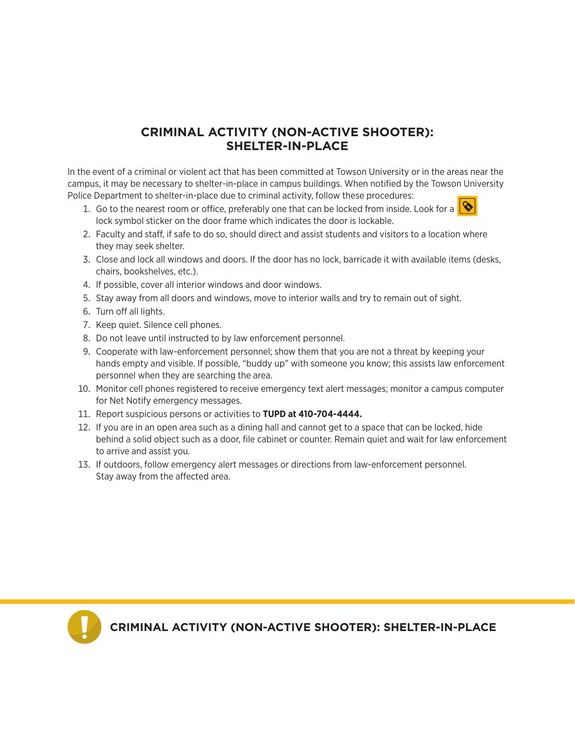# CRIMINAL ACTIVITY (NON-ACTIVE SHOOTER): SHELTER-IN-PLACE

In the event of a criminal or violent act that has been committed at Towson University or in the areas near the campus, it may be necessary to shelter-in-place in campus buildings. When notified by the Towson University Police Department to shelter-in-place due to criminal activity, follow these procedures:

1. Go to the nearest room or office, preferably one that can be locked from inside. Look for a lock symbol sticker on the door frame which indicates the door is lockable.
2. Faculty and staff, if safe to do so, should direct and assist students and visitors to a location where they may seek shelter.
3. Close and lock all windows and doors. If the door has no lock, barricade it with available items (desks, chairs, bookshelves, etc.).
4. If possible, cover all interior windows and door windows.
5. Stay away from all doors and windows, move to interior walls and try to remain out of sight.
6. Turn off all lights.
7. Keep quiet. Silence cell phones.
8. Do not leave until instructed to by law enforcement personnel.
9. Cooperate with law-enforcement personnel; show them that you are not a threat by keeping your hands empty and visible. If possible, "buddy up" with someone you know; this assists law enforcement personnel when they are searching the area.
10. Monitor cell phones registered to receive emergency text alert messages; monitor a campus computer for Net Notify emergency messages.
11. Report suspicious persons or activities to **TUPD at 410-704-4444.**
12. If you are in an open area such as a dining hall and cannot get to a space that can be locked, hide behind a solid object such as a door, file cabinet or counter. Remain quiet and wait for law enforcement to arrive and assist you.
13. If outdoors, follow emergency alert messages or directions from law-enforcement personnel. Stay away from the affected area.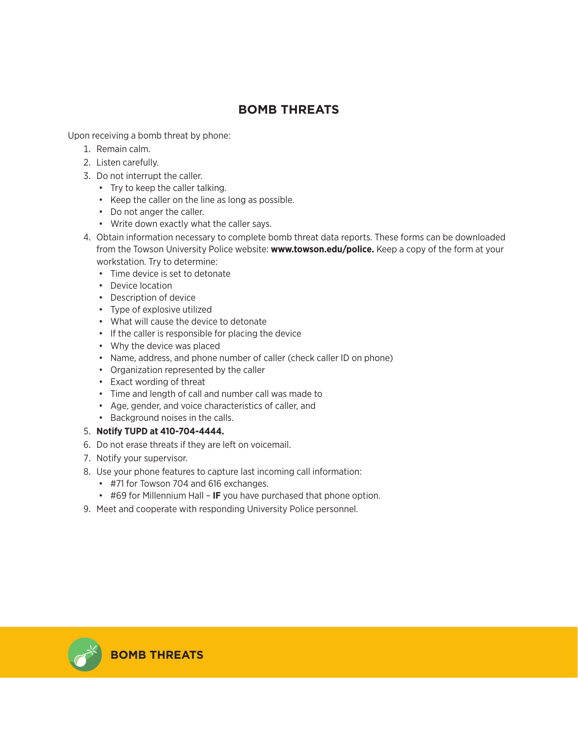# BOMB THREATS

Upon receiving a bomb threat by phone:

1. Remain calm.
2. Listen carefully.
3. Do not interrupt the caller.
   - Try to keep the caller talking.
   - Keep the caller on the line as long as possible.
   - Do not anger the caller.
   - Write down exactly what the caller says.
4. Obtain information necessary to complete bomb threat data reports. These forms can be downloaded from the Towson University Police website: **www.towson.edu/police.** Keep a copy of the form at your workstation. Try to determine:
   - Time device is set to detonate
   - Device location
   - Description of device
   - Type of explosive utilized
   - What will cause the device to detonate
   - If the caller is responsible for placing the device
   - Why the device was placed
   - Name, address, and phone number of caller (check caller ID on phone)
   - Organization represented by the caller
   - Exact wording of threat
   - Time and length of call and number call was made to
   - Age, gender, and voice characteristics of caller, and
   - Background noises in the calls.
5. **Notify TUPD at 410-704-4444.**
6. Do not erase threats if they are left on voicemail.
7. Notify your supervisor.
8. Use your phone features to capture last incoming call information:
   - #71 for Towson 704 and 616 exchanges.
   - #69 for Millennium Hall – **IF** you have purchased that phone option.
9. Meet and cooperate with responding University Police personnel.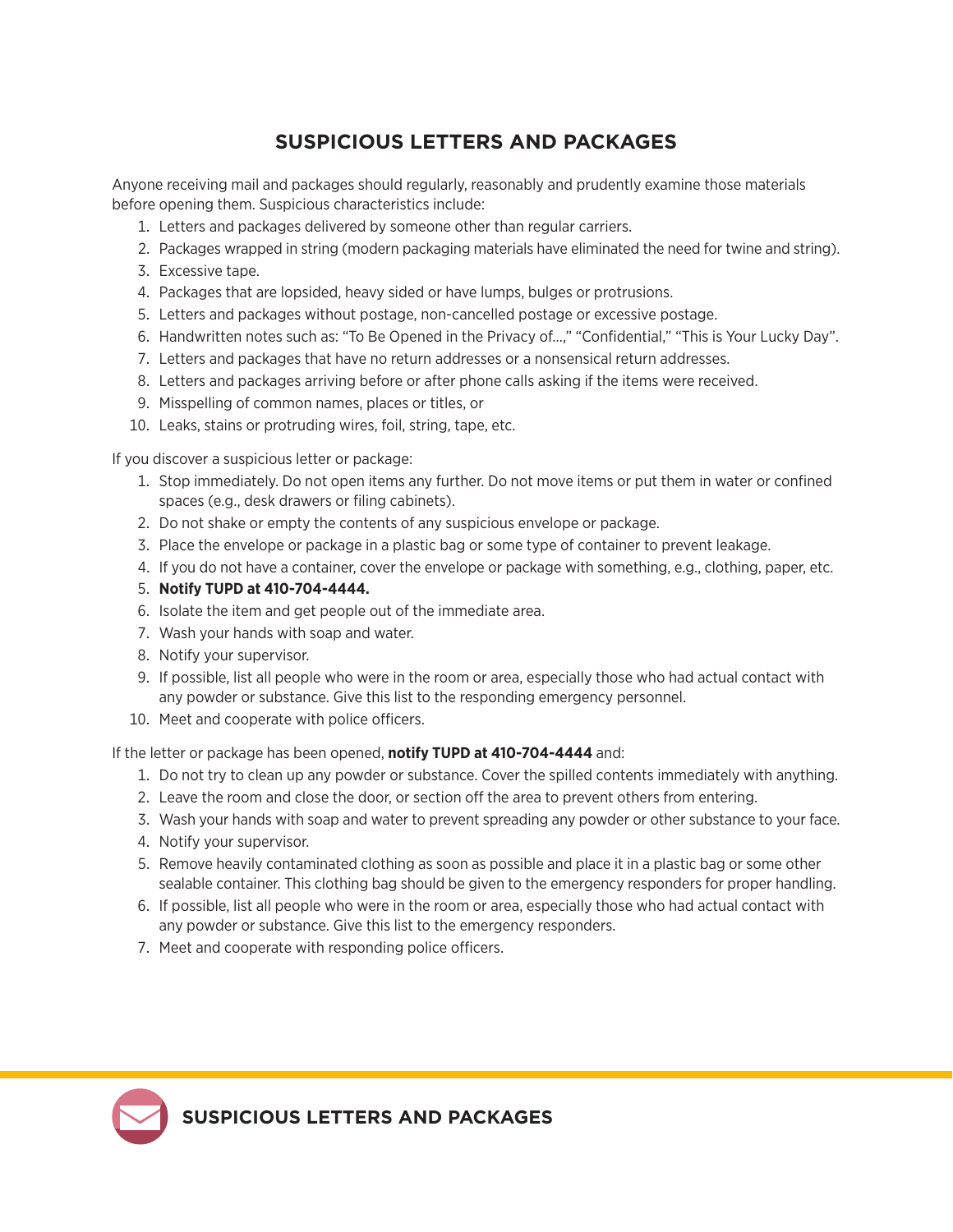# SUSPICIOUS LETTERS AND PACKAGES

Anyone receiving mail and packages should regularly, reasonably and prudently examine those materials before opening them. Suspicious characteristics include:

1. Letters and packages delivered by someone other than regular carriers.
2. Packages wrapped in string (modern packaging materials have eliminated the need for twine and string).
3. Excessive tape.
4. Packages that are lopsided, heavy sided or have lumps, bulges or protrusions.
5. Letters and packages without postage, non-cancelled postage or excessive postage.
6. Handwritten notes such as: "To Be Opened in the Privacy of...," "Confidential," "This is Your Lucky Day".
7. Letters and packages that have no return addresses or a nonsensical return addresses.
8. Letters and packages arriving before or after phone calls asking if the items were received.
9. Misspelling of common names, places or titles, or
10. Leaks, stains or protruding wires, foil, string, tape, etc.

If you discover a suspicious letter or package:

1. Stop immediately. Do not open items any further. Do not move items or put them in water or confined spaces (e.g., desk drawers or filing cabinets).
2. Do not shake or empty the contents of any suspicious envelope or package.
3. Place the envelope or package in a plastic bag or some type of container to prevent leakage.
4. If you do not have a container, cover the envelope or package with something, e.g., clothing, paper, etc.
5. **Notify TUPD at 410-704-4444.**
6. Isolate the item and get people out of the immediate area.
7. Wash your hands with soap and water.
8. Notify your supervisor.
9. If possible, list all people who were in the room or area, especially those who had actual contact with any powder or substance. Give this list to the responding emergency personnel.
10. Meet and cooperate with police officers.

If the letter or package has been opened, **notify TUPD at 410-704-4444** and:

1. Do not try to clean up any powder or substance. Cover the spilled contents immediately with anything.
2. Leave the room and close the door, or section off the area to prevent others from entering.
3. Wash your hands with soap and water to prevent spreading any powder or other substance to your face.
4. Notify your supervisor.
5. Remove heavily contaminated clothing as soon as possible and place it in a plastic bag or some other sealable container. This clothing bag should be given to the emergency responders for proper handling.
6. If possible, list all people who were in the room or area, especially those who had actual contact with any powder or substance. Give this list to the emergency responders.
7. Meet and cooperate with responding police officers.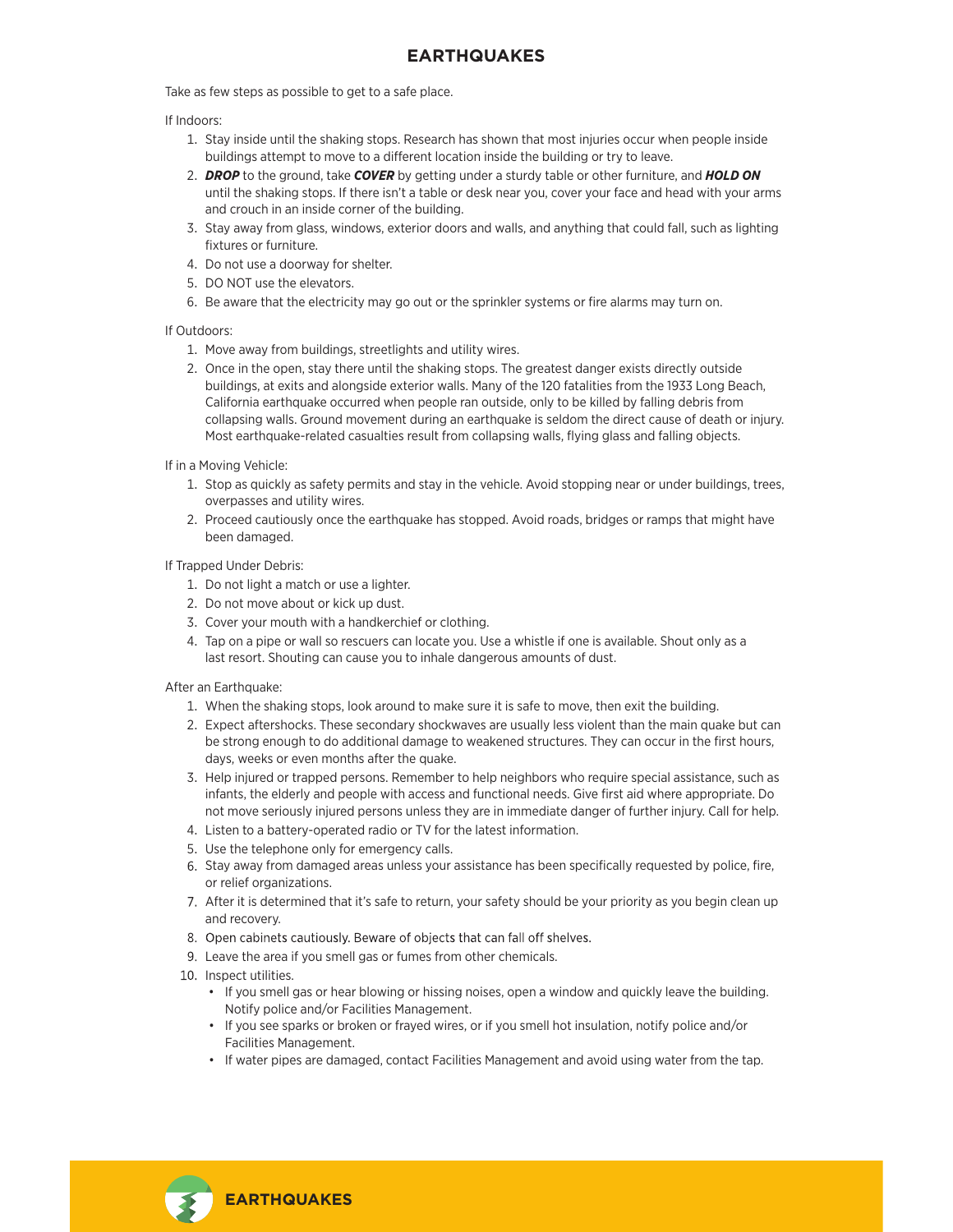# EARTHQUAKES

Take as few steps as possible to get to a safe place.

If Indoors:

1. Stay inside until the shaking stops. Research has shown that most injuries occur when people inside buildings attempt to move to a different location inside the building or try to leave.
2. ***DROP*** to the ground, take ***COVER*** by getting under a sturdy table or other furniture, and ***HOLD ON*** until the shaking stops. If there isn't a table or desk near you, cover your face and head with your arms and crouch in an inside corner of the building.
3. Stay away from glass, windows, exterior doors and walls, and anything that could fall, such as lighting fixtures or furniture.
4. Do not use a doorway for shelter.
5. DO NOT use the elevators.
6. Be aware that the electricity may go out or the sprinkler systems or fire alarms may turn on.

If Outdoors:

1. Move away from buildings, streetlights and utility wires.
2. Once in the open, stay there until the shaking stops. The greatest danger exists directly outside buildings, at exits and alongside exterior walls. Many of the 120 fatalities from the 1933 Long Beach, California earthquake occurred when people ran outside, only to be killed by falling debris from collapsing walls. Ground movement during an earthquake is seldom the direct cause of death or injury. Most earthquake-related casualties result from collapsing walls, flying glass and falling objects.

If in a Moving Vehicle:

1. Stop as quickly as safety permits and stay in the vehicle. Avoid stopping near or under buildings, trees, overpasses and utility wires.
2. Proceed cautiously once the earthquake has stopped. Avoid roads, bridges or ramps that might have been damaged.

If Trapped Under Debris:

1. Do not light a match or use a lighter.
2. Do not move about or kick up dust.
3. Cover your mouth with a handkerchief or clothing.
4. Tap on a pipe or wall so rescuers can locate you. Use a whistle if one is available. Shout only as a last resort. Shouting can cause you to inhale dangerous amounts of dust.

After an Earthquake:

1. When the shaking stops, look around to make sure it is safe to move, then exit the building.
2. Expect aftershocks. These secondary shockwaves are usually less violent than the main quake but can be strong enough to do additional damage to weakened structures. They can occur in the first hours, days, weeks or even months after the quake.
3. Help injured or trapped persons. Remember to help neighbors who require special assistance, such as infants, the elderly and people with access and functional needs. Give first aid where appropriate. Do not move seriously injured persons unless they are in immediate danger of further injury. Call for help.
4. Listen to a battery-operated radio or TV for the latest information.
5. Use the telephone only for emergency calls.
6. Stay away from damaged areas unless your assistance has been specifically requested by police, fire, or relief organizations.
7. After it is determined that it's safe to return, your safety should be your priority as you begin clean up and recovery.
8. Open cabinets cautiously. Beware of objects that can fall off shelves.
9. Leave the area if you smell gas or fumes from other chemicals.
10. Inspect utilities.
    - If you smell gas or hear blowing or hissing noises, open a window and quickly leave the building. Notify police and/or Facilities Management.
    - If you see sparks or broken or frayed wires, or if you smell hot insulation, notify police and/or Facilities Management.
    - If water pipes are damaged, contact Facilities Management and avoid using water from the tap.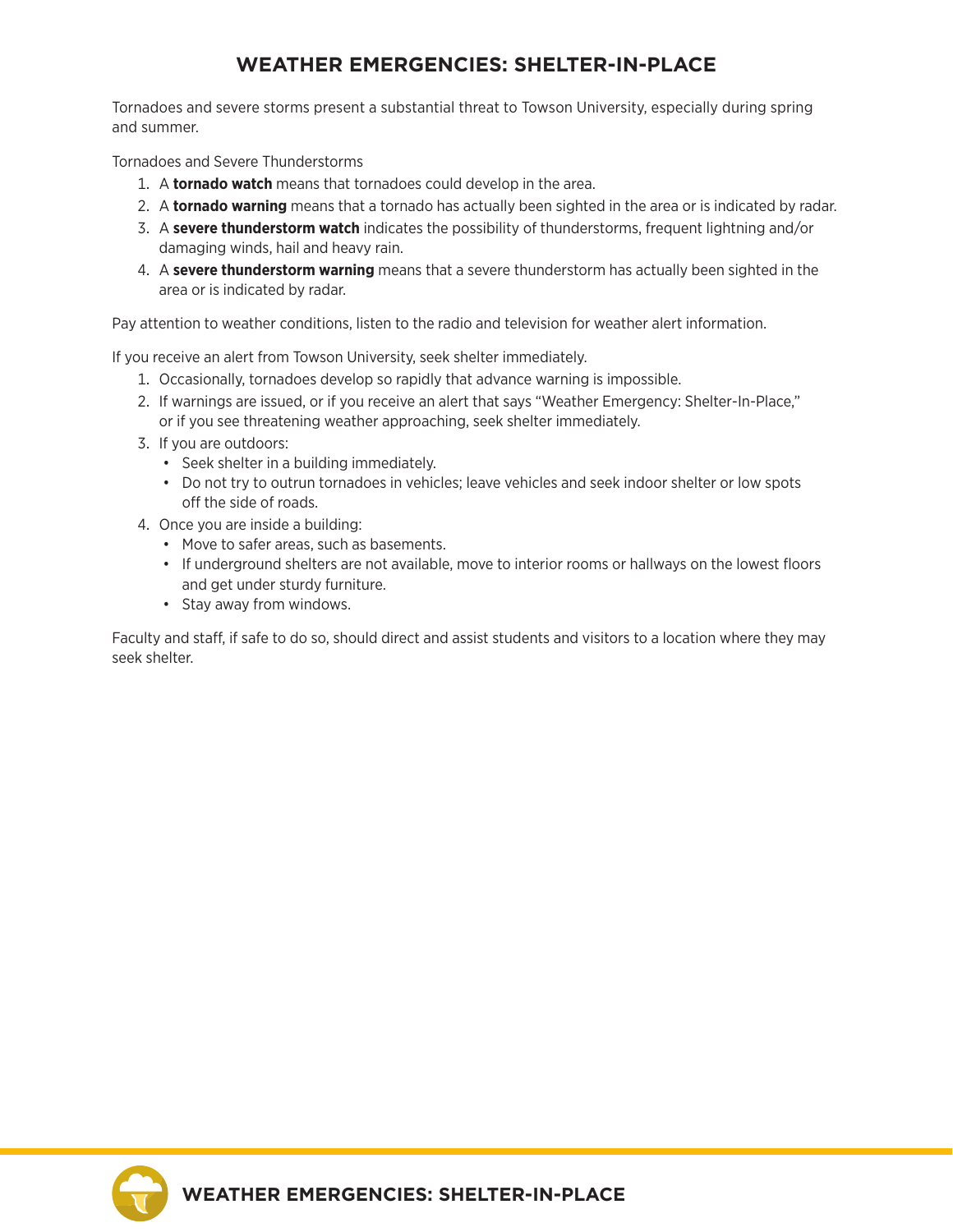# WEATHER EMERGENCIES: SHELTER-IN-PLACE

Tornadoes and severe storms present a substantial threat to Towson University, especially during spring and summer.

Tornadoes and Severe Thunderstorms

1. A **tornado watch** means that tornadoes could develop in the area.
2. A **tornado warning** means that a tornado has actually been sighted in the area or is indicated by radar.
3. A **severe thunderstorm watch** indicates the possibility of thunderstorms, frequent lightning and/or damaging winds, hail and heavy rain.
4. A **severe thunderstorm warning** means that a severe thunderstorm has actually been sighted in the area or is indicated by radar.

Pay attention to weather conditions, listen to the radio and television for weather alert information.

If you receive an alert from Towson University, seek shelter immediately.

1. Occasionally, tornadoes develop so rapidly that advance warning is impossible.
2. If warnings are issued, or if you receive an alert that says "Weather Emergency: Shelter-In-Place," or if you see threatening weather approaching, seek shelter immediately.
3. If you are outdoors:
   - Seek shelter in a building immediately.
   - Do not try to outrun tornadoes in vehicles; leave vehicles and seek indoor shelter or low spots off the side of roads.
4. Once you are inside a building:
   - Move to safer areas, such as basements.
   - If underground shelters are not available, move to interior rooms or hallways on the lowest floors and get under sturdy furniture.
   - Stay away from windows.

Faculty and staff, if safe to do so, should direct and assist students and visitors to a location where they may seek shelter.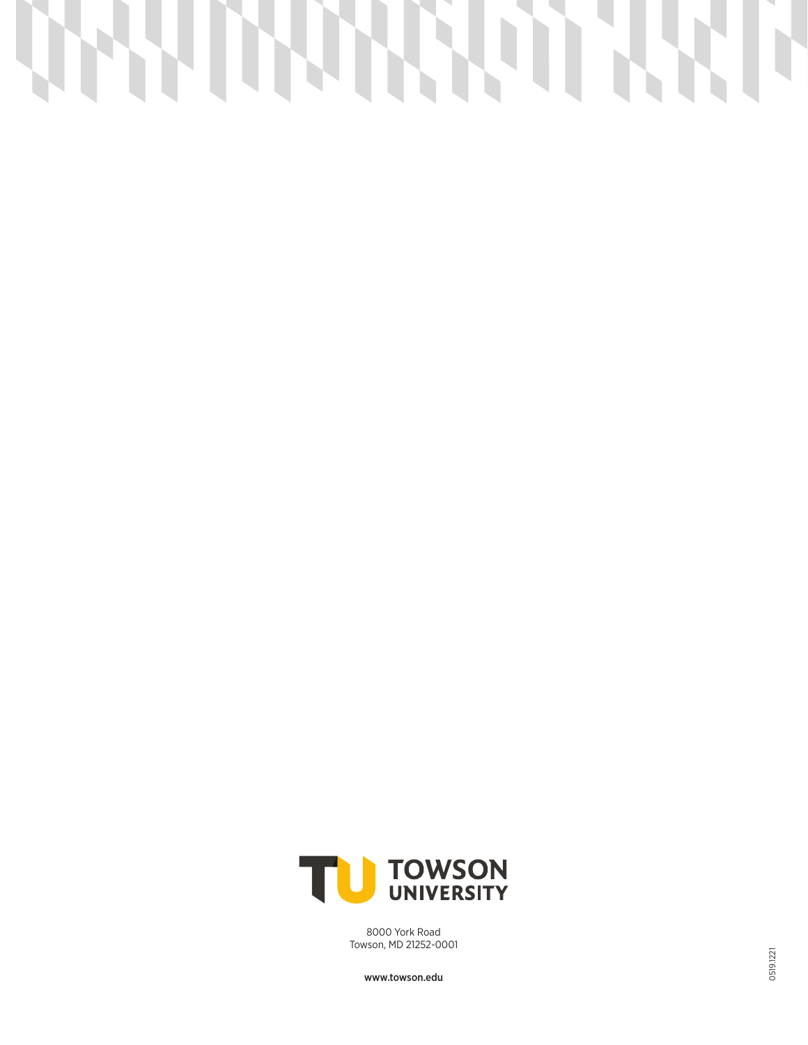TOWSON UNIVERSITY

8000 York Road
Towson, MD 21252-0001

www.towson.edu

0519.1221